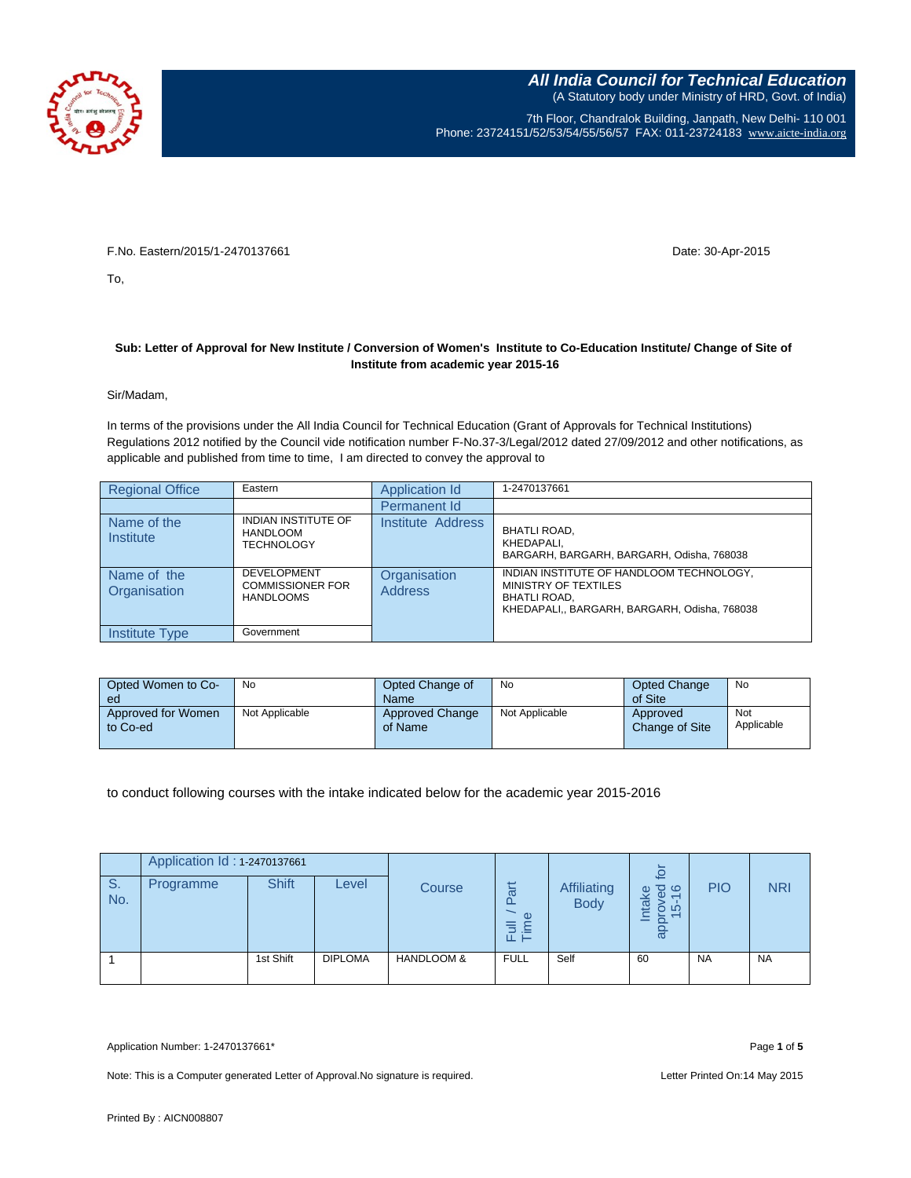**All India Council for Technical Education**
(A Statutory body under Ministry of HRD, Govt. of India)
7th Floor, Chandralok Building, Janpath, New Delhi- 110 001
Phone: 23724151/52/53/54/55/56/57 FAX: 011-23724183 www.aicte-india.org

F.No. Eastern/2015/1-2470137661

Date: 30-Apr-2015

To,

**Sub: Letter of Approval for New Institute / Conversion of Women's Institute to Co-Education Institute/ Change of Site of Institute from academic year 2015-16**

Sir/Madam,

In terms of the provisions under the All India Council for Technical Education (Grant of Approvals for Technical Institutions) Regulations 2012 notified by the Council vide notification number F-No.37-3/Legal/2012 dated 27/09/2012 and other notifications, as applicable and published from time to time, I am directed to convey the approval to

| Regional Office | Eastern | Application Id | 1-2470137661 |
|---|---|---|---|
| | | Permanent Id | |
| Name of the Institute | INDIAN INSTITUTE OF HANDLOOM TECHNOLOGY | Institute Address | BHATLI ROAD, KHEDAPALI, BARGARH, BARGARH, BARGARH, Odisha, 768038 |
| Name of the Organisation | DEVELOPMENT COMMISSIONER FOR HANDLOOMS | Organisation Address | INDIAN INSTITUTE OF HANDLOOM TECHNOLOGY, MINISTRY OF TEXTILES BHATLI ROAD, KHEDAPALI,, BARGARH, BARGARH, Odisha, 768038 |
| Institute Type | Government | | |

| Opted Women to Co-ed | No | Opted Change of Name | No | Opted Change of Site | No |
|---|---|---|---|---|---|
| Approved for Women to Co-ed | Not Applicable | Approved Change of Name | Not Applicable | Approved Change of Site | Not Applicable |

to conduct following courses with the intake indicated below for the academic year 2015-2016

| | Application Id : 1-2470137661 | | | | | | | | |
|---|---|---|---|---|---|---|---|---|---|
| S. No. | Programme | Shift | Level | Course | Full / Part Time | Affiliating Body | Intake approved for 15-16 | PIO | NRI |
| 1 | | 1st Shift | DIPLOMA | HANDLOOM & | FULL | Self | 60 | NA | NA |

Application Number: 1-2470137661*

Note: This is a Computer generated Letter of Approval.No signature is required.

Letter Printed On:14 May 2015

Printed By : AICN008807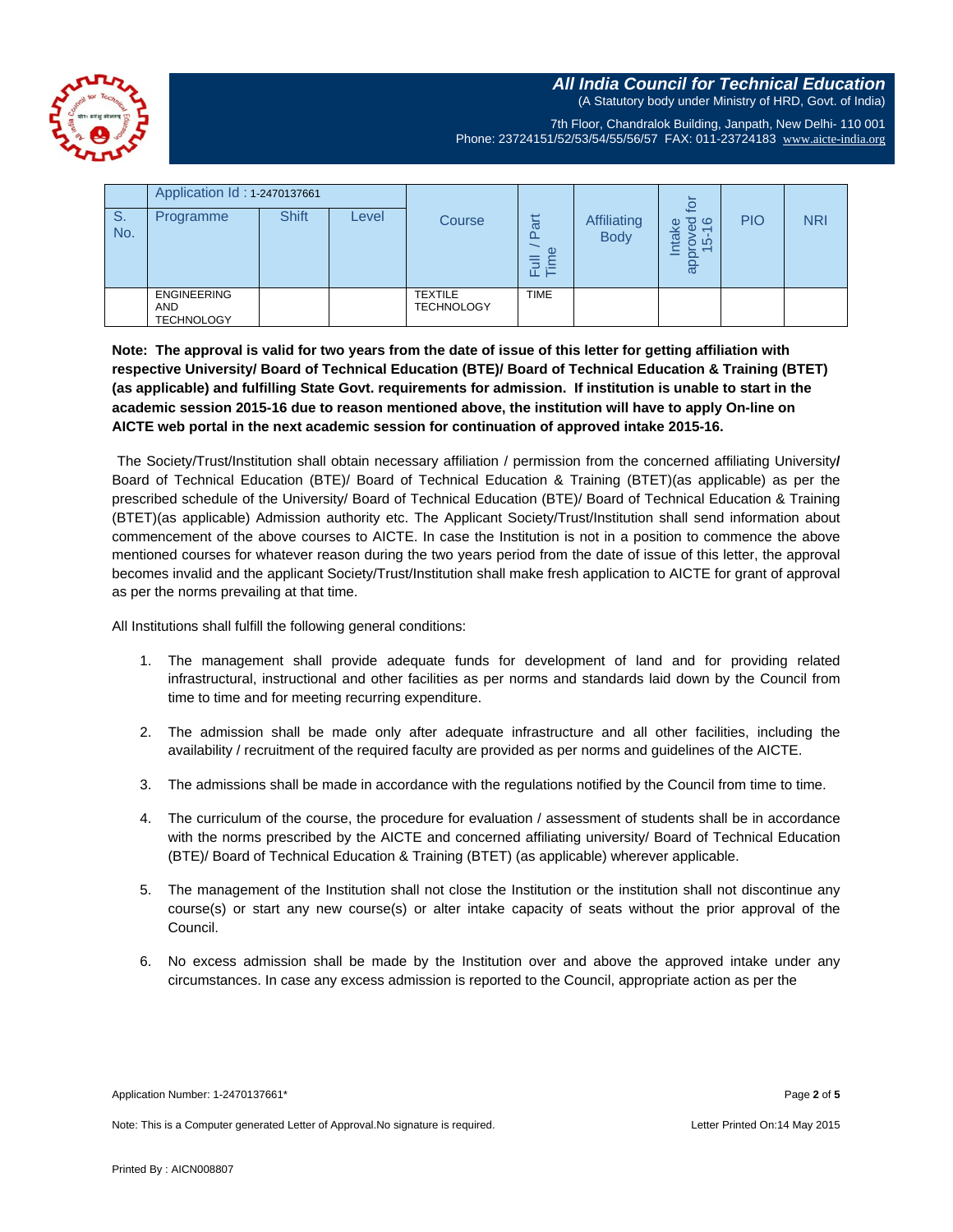**All India Council for Technical Education**
(A Statutory body under Ministry of HRD, Govt. of India)

7th Floor, Chandralok Building, Janpath, New Delhi- 110 001
Phone: 23724151/52/53/54/55/56/57 FAX: 011-23724183 www.aicte-india.org

| | Application Id : 1-2470137661 | | | | | | | | |
|---|---|---|---|---|---|---|---|---|---|
| S. No. | Programme | Shift | Level | Course | Full / Part Time | Affiliating Body | Intake approved for 15-16 | PIO | NRI |
| | ENGINEERING AND TECHNOLOGY | | | TEXTILE TECHNOLOGY | TIME | | | | |

**Note: The approval is valid for two years from the date of issue of this letter for getting affiliation with respective University/ Board of Technical Education (BTE)/ Board of Technical Education & Training (BTET) (as applicable) and fulfilling State Govt. requirements for admission. If institution is unable to start in the academic session 2015-16 due to reason mentioned above, the institution will have to apply On-line on AICTE web portal in the next academic session for continuation of approved intake 2015-16.**

The Society/Trust/Institution shall obtain necessary affiliation / permission from the concerned affiliating University/ Board of Technical Education (BTE)/ Board of Technical Education & Training (BTET)(as applicable) as per the prescribed schedule of the University/ Board of Technical Education (BTE)/ Board of Technical Education & Training (BTET)(as applicable) Admission authority etc. The Applicant Society/Trust/Institution shall send information about commencement of the above courses to AICTE. In case the Institution is not in a position to commence the above mentioned courses for whatever reason during the two years period from the date of issue of this letter, the approval becomes invalid and the applicant Society/Trust/Institution shall make fresh application to AICTE for grant of approval as per the norms prevailing at that time.

All Institutions shall fulfill the following general conditions:

1. The management shall provide adequate funds for development of land and for providing related infrastructural, instructional and other facilities as per norms and standards laid down by the Council from time to time and for meeting recurring expenditure.

2. The admission shall be made only after adequate infrastructure and all other facilities, including the availability / recruitment of the required faculty are provided as per norms and guidelines of the AICTE.

3. The admissions shall be made in accordance with the regulations notified by the Council from time to time.

4. The curriculum of the course, the procedure for evaluation / assessment of students shall be in accordance with the norms prescribed by the AICTE and concerned affiliating university/ Board of Technical Education (BTE)/ Board of Technical Education & Training (BTET) (as applicable) wherever applicable.

5. The management of the Institution shall not close the Institution or the institution shall not discontinue any course(s) or start any new course(s) or alter intake capacity of seats without the prior approval of the Council.

6. No excess admission shall be made by the Institution over and above the approved intake under any circumstances. In case any excess admission is reported to the Council, appropriate action as per the

Application Number: 1-2470137661*

Note: This is a Computer generated Letter of Approval.No signature is required.

Letter Printed On:14 May 2015

Printed By : AICN008807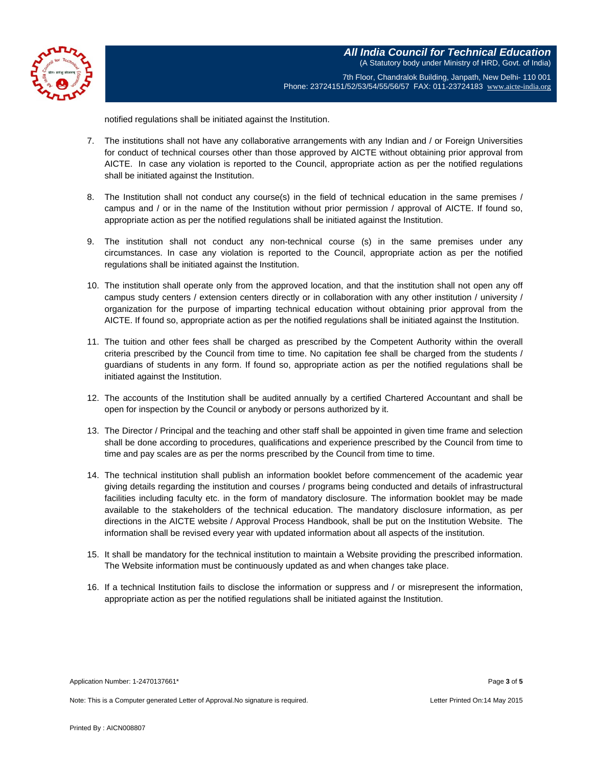notified regulations shall be initiated against the Institution.

7. The institutions shall not have any collaborative arrangements with any Indian and / or Foreign Universities for conduct of technical courses other than those approved by AICTE without obtaining prior approval from AICTE. In case any violation is reported to the Council, appropriate action as per the notified regulations shall be initiated against the Institution.

8. The Institution shall not conduct any course(s) in the field of technical education in the same premises / campus and / or in the name of the Institution without prior permission / approval of AICTE. If found so, appropriate action as per the notified regulations shall be initiated against the Institution.

9. The institution shall not conduct any non-technical course (s) in the same premises under any circumstances. In case any violation is reported to the Council, appropriate action as per the notified regulations shall be initiated against the Institution.

10. The institution shall operate only from the approved location, and that the institution shall not open any off campus study centers / extension centers directly or in collaboration with any other institution / university / organization for the purpose of imparting technical education without obtaining prior approval from the AICTE. If found so, appropriate action as per the notified regulations shall be initiated against the Institution.

11. The tuition and other fees shall be charged as prescribed by the Competent Authority within the overall criteria prescribed by the Council from time to time. No capitation fee shall be charged from the students / guardians of students in any form. If found so, appropriate action as per the notified regulations shall be initiated against the Institution.

12. The accounts of the Institution shall be audited annually by a certified Chartered Accountant and shall be open for inspection by the Council or anybody or persons authorized by it.

13. The Director / Principal and the teaching and other staff shall be appointed in given time frame and selection shall be done according to procedures, qualifications and experience prescribed by the Council from time to time and pay scales are as per the norms prescribed by the Council from time to time.

14. The technical institution shall publish an information booklet before commencement of the academic year giving details regarding the institution and courses / programs being conducted and details of infrastructural facilities including faculty etc. in the form of mandatory disclosure. The information booklet may be made available to the stakeholders of the technical education. The mandatory disclosure information, as per directions in the AICTE website / Approval Process Handbook, shall be put on the Institution Website. The information shall be revised every year with updated information about all aspects of the institution.

15. It shall be mandatory for the technical institution to maintain a Website providing the prescribed information. The Website information must be continuously updated as and when changes take place.

16. If a technical Institution fails to disclose the information or suppress and / or misrepresent the information, appropriate action as per the notified regulations shall be initiated against the Institution.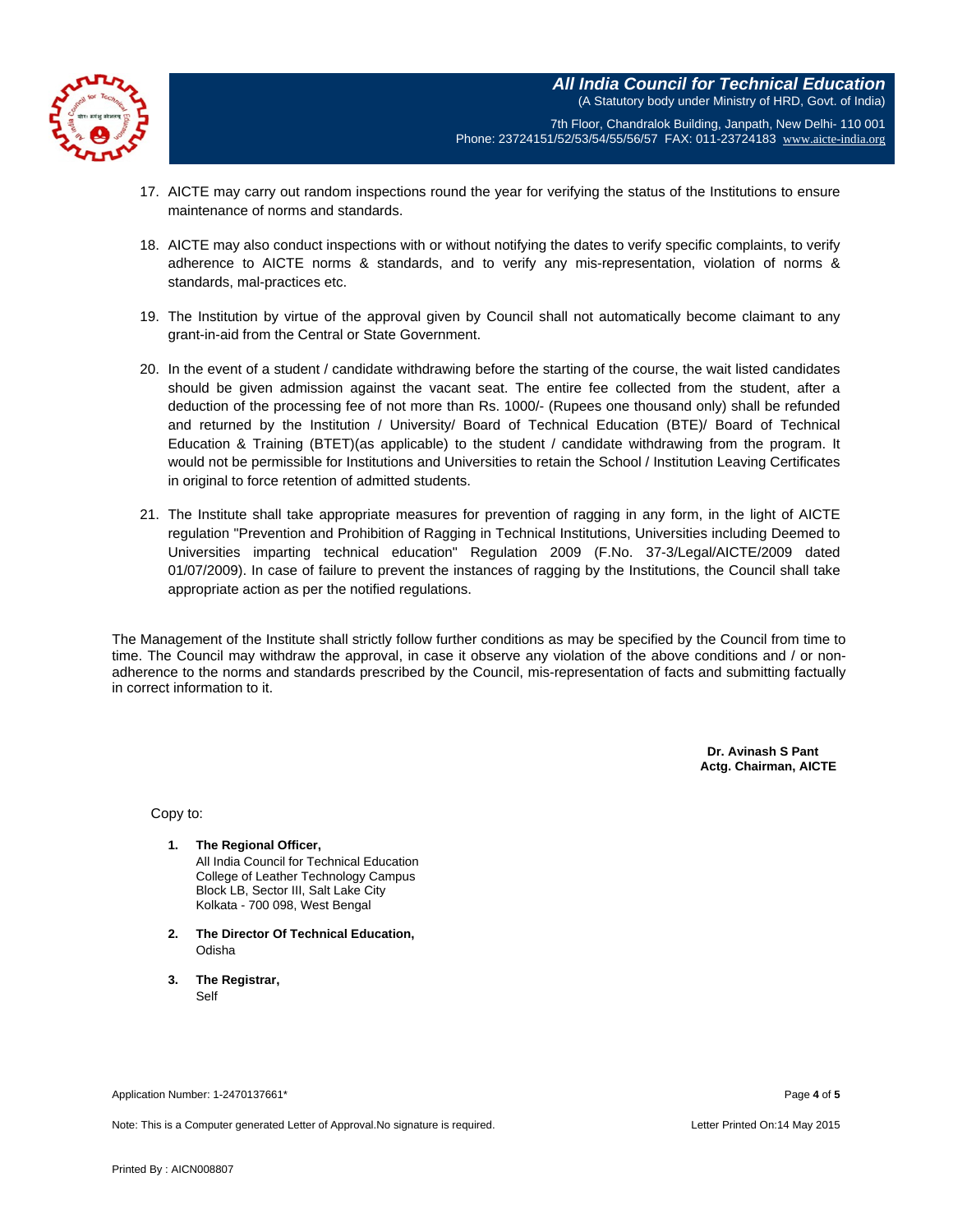17. AICTE may carry out random inspections round the year for verifying the status of the Institutions to ensure maintenance of norms and standards.

18. AICTE may also conduct inspections with or without notifying the dates to verify specific complaints, to verify adherence to AICTE norms & standards, and to verify any mis-representation, violation of norms & standards, mal-practices etc.

19. The Institution by virtue of the approval given by Council shall not automatically become claimant to any grant-in-aid from the Central or State Government.

20. In the event of a student / candidate withdrawing before the starting of the course, the wait listed candidates should be given admission against the vacant seat. The entire fee collected from the student, after a deduction of the processing fee of not more than Rs. 1000/- (Rupees one thousand only) shall be refunded and returned by the Institution / University/ Board of Technical Education (BTE)/ Board of Technical Education & Training (BTET)(as applicable) to the student / candidate withdrawing from the program. It would not be permissible for Institutions and Universities to retain the School / Institution Leaving Certificates in original to force retention of admitted students.

21. The Institute shall take appropriate measures for prevention of ragging in any form, in the light of AICTE regulation "Prevention and Prohibition of Ragging in Technical Institutions, Universities including Deemed to Universities imparting technical education" Regulation 2009 (F.No. 37-3/Legal/AICTE/2009 dated 01/07/2009). In case of failure to prevent the instances of ragging by the Institutions, the Council shall take appropriate action as per the notified regulations.

The Management of the Institute shall strictly follow further conditions as may be specified by the Council from time to time. The Council may withdraw the approval, in case it observe any violation of the above conditions and / or non-adherence to the norms and standards prescribed by the Council, mis-representation of facts and submitting factually in correct information to it.

**Dr. Avinash S Pant**
**Actg. Chairman, AICTE**

Copy to:

1. **The Regional Officer,**
   All India Council for Technical Education
   College of Leather Technology Campus
   Block LB, Sector III, Salt Lake City
   Kolkata - 700 098, West Bengal

2. **The Director Of Technical Education,**
   Odisha

3. **The Registrar,**
   Self

Application Number: 1-2470137661*

Note: This is a Computer generated Letter of Approval.No signature is required.

Letter Printed On:14 May 2015

Printed By : AICN008807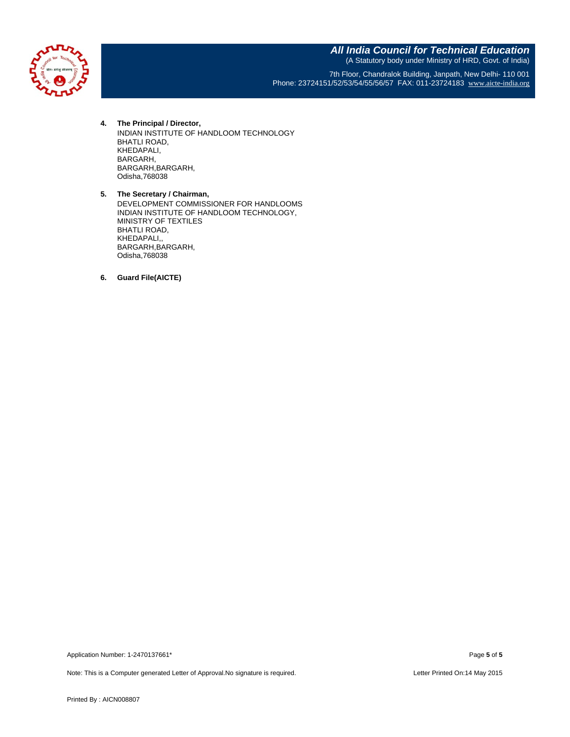4. **The Principal / Director,**
   INDIAN INSTITUTE OF HANDLOOM TECHNOLOGY
   BHATLI ROAD,
   KHEDAPALI,
   BARGARH,
   BARGARH,BARGARH,
   Odisha,768038

5. **The Secretary / Chairman,**
   DEVELOPMENT COMMISSIONER FOR HANDLOOMS
   INDIAN INSTITUTE OF HANDLOOM TECHNOLOGY,
   MINISTRY OF TEXTILES
   BHATLI ROAD,
   KHEDAPALI,,
   BARGARH,BARGARH,
   Odisha,768038

6. **Guard File(AICTE)**

Application Number: 1-2470137661*

Note: This is a Computer generated Letter of Approval.No signature is required.

Letter Printed On:14 May 2015

Printed By : AICN008807